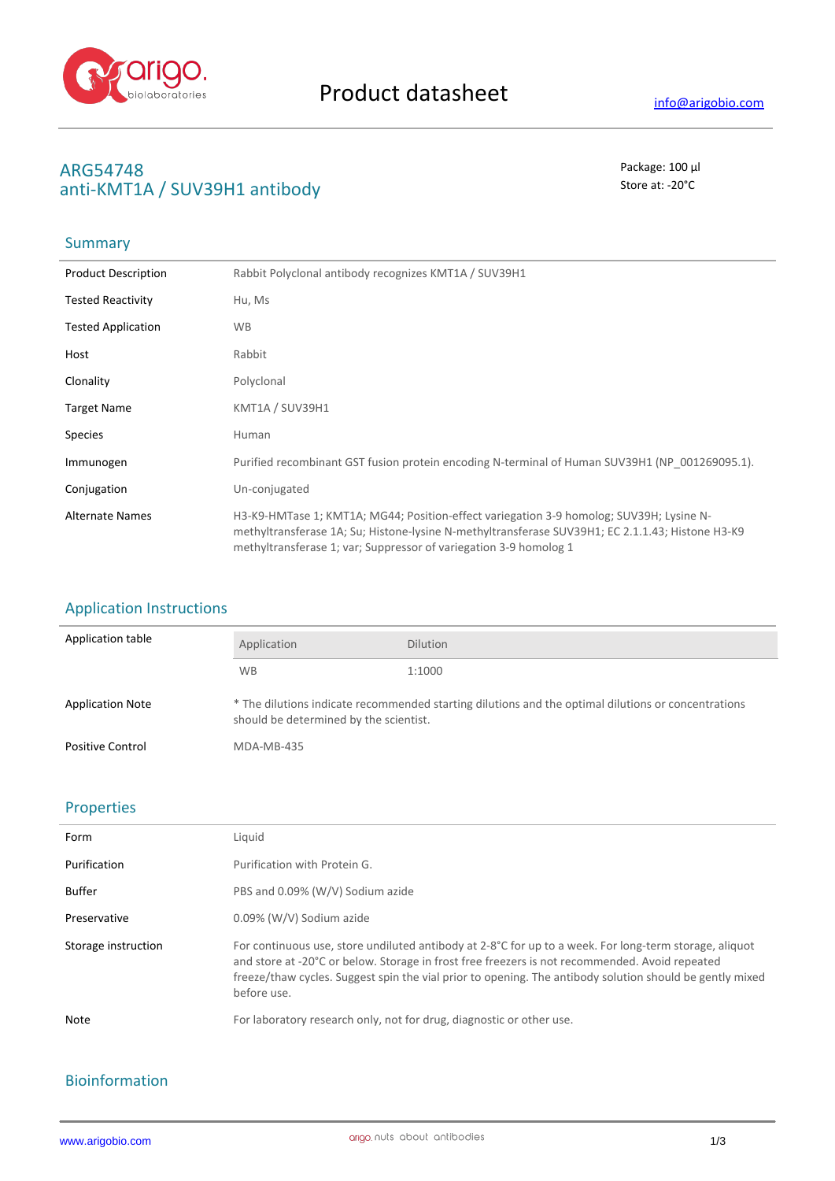Product datasheet

info@arigobio.com

# ARG54748
# anti-KMT1A / SUV39H1 antibody

Package: 100 μl
Store at: -20°C

## Summary

| | |
|---|---|
| Product Description | Rabbit Polyclonal antibody recognizes KMT1A / SUV39H1 |
| Tested Reactivity | Hu, Ms |
| Tested Application | WB |
| Host | Rabbit |
| Clonality | Polyclonal |
| Target Name | KMT1A / SUV39H1 |
| Species | Human |
| Immunogen | Purified recombinant GST fusion protein encoding N-terminal of Human SUV39H1 (NP_001269095.1). |
| Conjugation | Un-conjugated |
| Alternate Names | H3-K9-HMTase 1; KMT1A; MG44; Position-effect variegation 3-9 homolog; SUV39H; Lysine N-methyltransferase 1A; Su; Histone-lysine N-methyltransferase SUV39H1; EC 2.1.1.43; Histone H3-K9 methyltransferase 1; var; Suppressor of variegation 3-9 homolog 1 |

## Application Instructions

Application table

| Application | Dilution |
|---|---|
| WB | 1:1000 |

| | |
|---|---|
| Application Note | * The dilutions indicate recommended starting dilutions and the optimal dilutions or concentrations should be determined by the scientist. |
| Positive Control | MDA-MB-435 |

## Properties

| | |
|---|---|
| Form | Liquid |
| Purification | Purification with Protein G. |
| Buffer | PBS and 0.09% (W/V) Sodium azide |
| Preservative | 0.09% (W/V) Sodium azide |
| Storage instruction | For continuous use, store undiluted antibody at 2-8°C for up to a week. For long-term storage, aliquot and store at -20°C or below. Storage in frost free freezers is not recommended. Avoid repeated freeze/thaw cycles. Suggest spin the vial prior to opening. The antibody solution should be gently mixed before use. |
| Note | For laboratory research only, not for drug, diagnostic or other use. |

## Bioinformation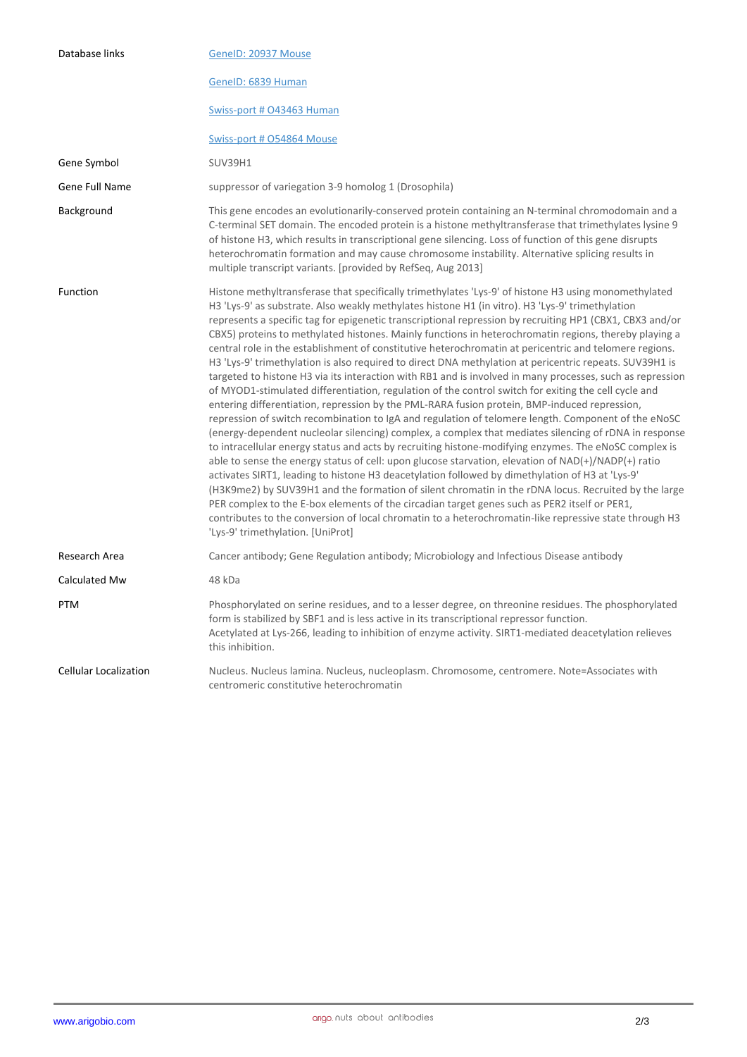| | |
|---|---|
| Database links | [GeneID: 20937 Mouse](#)<br><br>[GeneID: 6839 Human](#)<br><br>[Swiss-port # O43463 Human](#)<br><br>[Swiss-port # O54864 Mouse](#) |
| Gene Symbol | SUV39H1 |
| Gene Full Name | suppressor of variegation 3-9 homolog 1 (Drosophila) |
| Background | This gene encodes an evolutionarily-conserved protein containing an N-terminal chromodomain and a C-terminal SET domain. The encoded protein is a histone methyltransferase that trimethylates lysine 9 of histone H3, which results in transcriptional gene silencing. Loss of function of this gene disrupts heterochromatin formation and may cause chromosome instability. Alternative splicing results in multiple transcript variants. [provided by RefSeq, Aug 2013] |
| Function | Histone methyltransferase that specifically trimethylates 'Lys-9' of histone H3 using monomethylated H3 'Lys-9' as substrate. Also weakly methylates histone H1 (in vitro). H3 'Lys-9' trimethylation represents a specific tag for epigenetic transcriptional repression by recruiting HP1 (CBX1, CBX3 and/or CBX5) proteins to methylated histones. Mainly functions in heterochromatin regions, thereby playing a central role in the establishment of constitutive heterochromatin at pericentric and telomere regions. H3 'Lys-9' trimethylation is also required to direct DNA methylation at pericentric repeats. SUV39H1 is targeted to histone H3 via its interaction with RB1 and is involved in many processes, such as repression of MYOD1-stimulated differentiation, regulation of the control switch for exiting the cell cycle and entering differentiation, repression by the PML-RARA fusion protein, BMP-induced repression, repression of switch recombination to IgA and regulation of telomere length. Component of the eNoSC (energy-dependent nucleolar silencing) complex, a complex that mediates silencing of rDNA in response to intracellular energy status and acts by recruiting histone-modifying enzymes. The eNoSC complex is able to sense the energy status of cell: upon glucose starvation, elevation of NAD(+)/NADP(+) ratio activates SIRT1, leading to histone H3 deacetylation followed by dimethylation of H3 at 'Lys-9' (H3K9me2) by SUV39H1 and the formation of silent chromatin in the rDNA locus. Recruited by the large PER complex to the E-box elements of the circadian target genes such as PER2 itself or PER1, contributes to the conversion of local chromatin to a heterochromatin-like repressive state through H3 'Lys-9' trimethylation. [UniProt] |
| Research Area | Cancer antibody; Gene Regulation antibody; Microbiology and Infectious Disease antibody |
| Calculated Mw | 48 kDa |
| PTM | Phosphorylated on serine residues, and to a lesser degree, on threonine residues. The phosphorylated form is stabilized by SBF1 and is less active in its transcriptional repressor function.<br>Acetylated at Lys-266, leading to inhibition of enzyme activity. SIRT1-mediated deacetylation relieves this inhibition. |
| Cellular Localization | Nucleus. Nucleus lamina. Nucleus, nucleoplasm. Chromosome, centromere. Note=Associates with centromeric constitutive heterochromatin |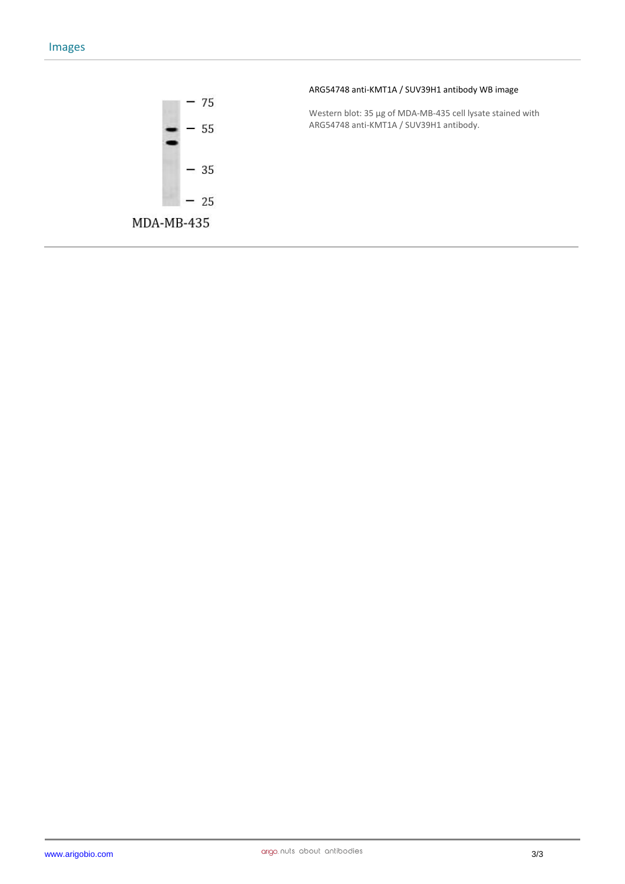## Images

75
55
35
25
MDA-MB-435

ARG54748 anti-KMT1A / SUV39H1 antibody WB image

Western blot: 35 µg of MDA-MB-435 cell lysate stained with ARG54748 anti-KMT1A / SUV39H1 antibody.